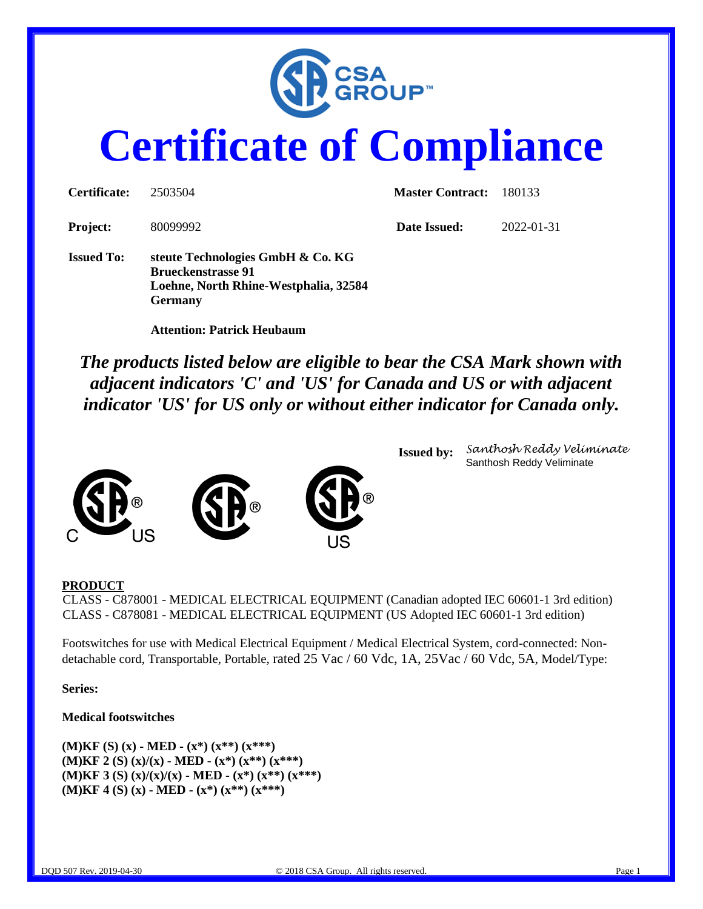CSA GROUP™

# Certificate of Compliance

| | | | |
|---|---|---|---|
| **Certificate:** | 2503504 | **Master Contract:** | 180133 |
| **Project:** | 80099992 | **Date Issued:** | 2022-01-31 |

**Issued To:** **steute Technologies GmbH & Co. KG**
**Brueckenstrasse 91**
**Loehne, North Rhine-Westphalia, 32584**
**Germany**

**Attention: Patrick Heubaum**

***The products listed below are eligible to bear the CSA Mark shown with adjacent indicators 'C' and 'US' for Canada and US or with adjacent indicator 'US' for US only or without either indicator for Canada only.***

**Issued by:** *Santhosh Reddy Veliminate*
Santhosh Reddy Veliminate

**PRODUCT**

CLASS - C878001 - MEDICAL ELECTRICAL EQUIPMENT (Canadian adopted IEC 60601-1 3rd edition)
CLASS - C878081 - MEDICAL ELECTRICAL EQUIPMENT (US Adopted IEC 60601-1 3rd edition)

Footswitches for use with Medical Electrical Equipment / Medical Electrical System, cord-connected: Non-detachable cord, Transportable, Portable, rated 25 Vac / 60 Vdc, 1A, 25Vac / 60 Vdc, 5A, Model/Type:

**Series:**

**Medical footswitches**

**(M)KF (S) (x) - MED - (x*) (x**) (x***)**
**(M)KF 2 (S) (x)/(x) - MED - (x*) (x**) (x***)**
**(M)KF 3 (S) (x)/(x)/(x) - MED - (x*) (x**) (x***)**
**(M)KF 4 (S) (x) - MED - (x*) (x**) (x***)**

DQD 507 Rev. 2019-04-30 © 2018 CSA Group. All rights reserved.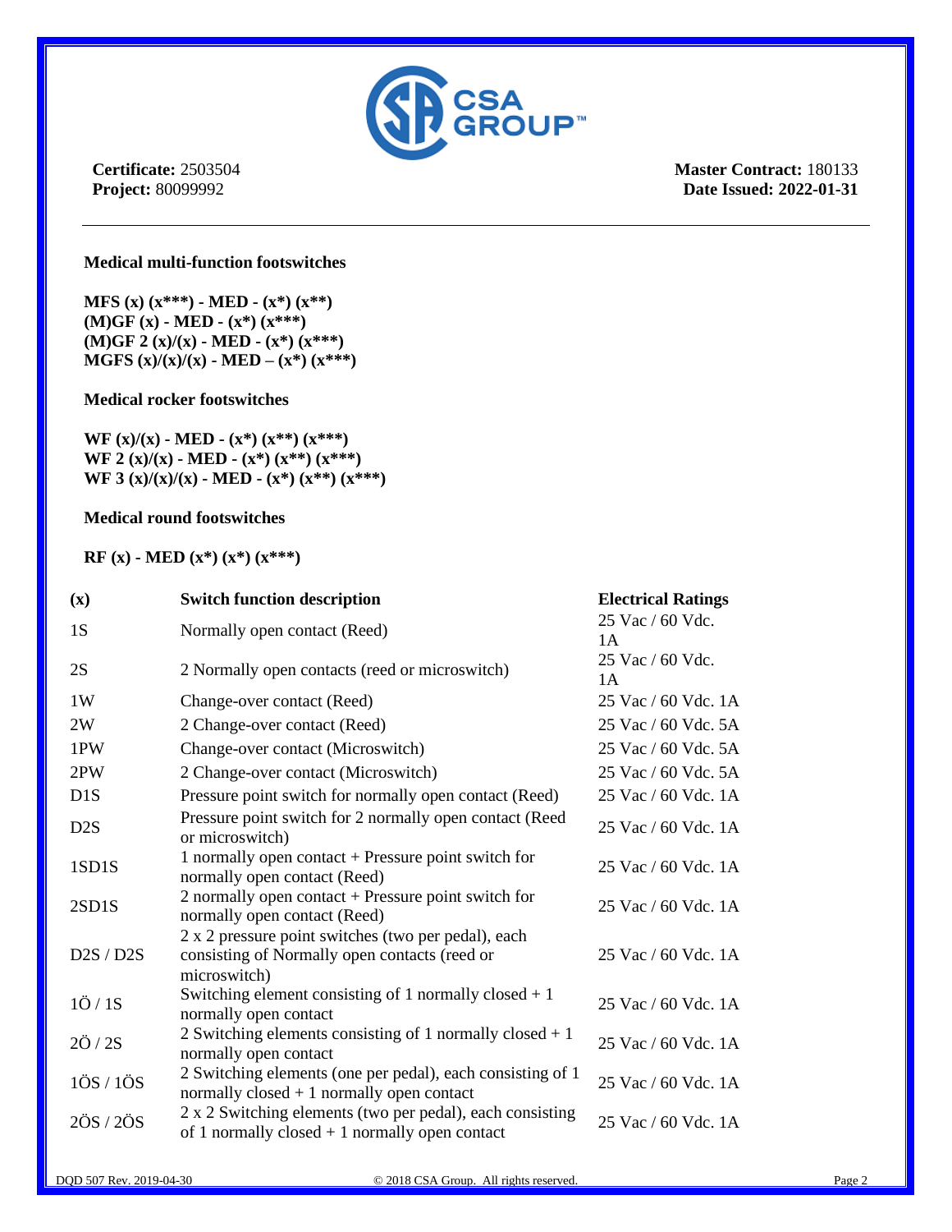**Certificate:** 2503504
**Project:** 80099992

**Master Contract:** 180133
**Date Issued: 2022-01-31**

---

**Medical multi-function footswitches**

**MFS (x) (x***) - MED - (x*) (x**)**
**(M)GF (x) - MED - (x*) (x***)**
**(M)GF 2 (x)/(x) - MED - (x*) (x***)**
**MGFS (x)/(x)/(x) - MED – (x*) (x***)**

**Medical rocker footswitches**

**WF (x)/(x) - MED - (x*) (x**) (x***)**
**WF 2 (x)/(x) - MED - (x*) (x**) (x***)**
**WF 3 (x)/(x)/(x) - MED - (x*) (x**) (x***)**

**Medical round footswitches**

**RF (x) - MED (x*) (x*) (x***)**

| (x) | Switch function description | Electrical Ratings |
|---|---|---|
| 1S | Normally open contact (Reed) | 25 Vac / 60 Vdc. 1A |
| 2S | 2 Normally open contacts (reed or microswitch) | 25 Vac / 60 Vdc. 1A |
| 1W | Change-over contact (Reed) | 25 Vac / 60 Vdc. 1A |
| 2W | 2 Change-over contact (Reed) | 25 Vac / 60 Vdc. 5A |
| 1PW | Change-over contact (Microswitch) | 25 Vac / 60 Vdc. 5A |
| 2PW | 2 Change-over contact (Microswitch) | 25 Vac / 60 Vdc. 5A |
| D1S | Pressure point switch for normally open contact (Reed) | 25 Vac / 60 Vdc. 1A |
| D2S | Pressure point switch for 2 normally open contact (Reed or microswitch) | 25 Vac / 60 Vdc. 1A |
| 1SD1S | 1 normally open contact + Pressure point switch for normally open contact (Reed) | 25 Vac / 60 Vdc. 1A |
| 2SD1S | 2 normally open contact + Pressure point switch for normally open contact (Reed) | 25 Vac / 60 Vdc. 1A |
| D2S / D2S | 2 x 2 pressure point switches (two per pedal), each consisting of Normally open contacts (reed or microswitch) | 25 Vac / 60 Vdc. 1A |
| 1Ö / 1S | Switching element consisting of 1 normally closed + 1 normally open contact | 25 Vac / 60 Vdc. 1A |
| 2Ö / 2S | 2 Switching elements consisting of 1 normally closed + 1 normally open contact | 25 Vac / 60 Vdc. 1A |
| 1ÖS / 1ÖS | 2 Switching elements (one per pedal), each consisting of 1 normally closed + 1 normally open contact | 25 Vac / 60 Vdc. 1A |
| 2ÖS / 2ÖS | 2 x 2 Switching elements (two per pedal), each consisting of 1 normally closed + 1 normally open contact | 25 Vac / 60 Vdc. 1A |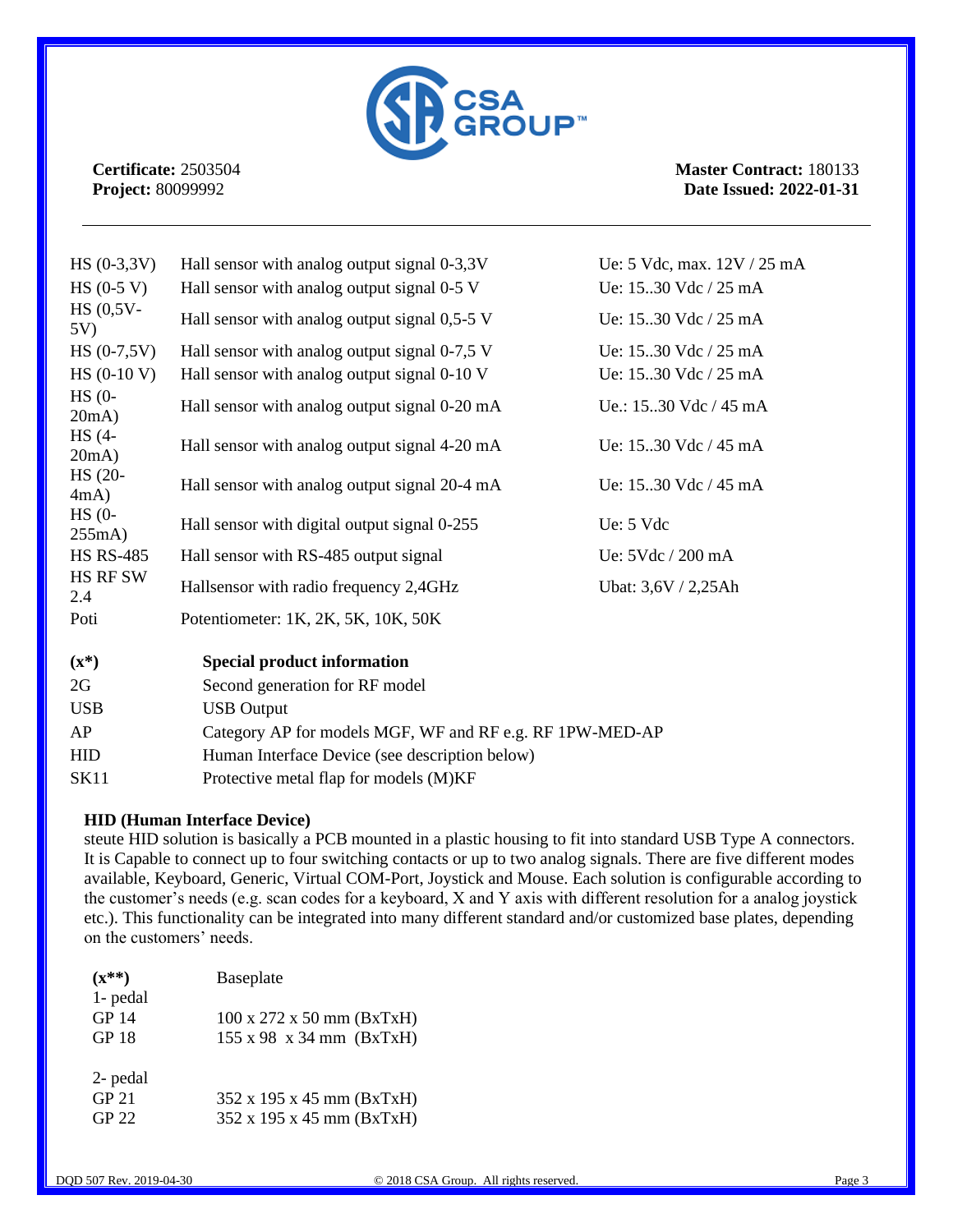**Certificate:** 2503504
**Project:** 80099992

**Master Contract:** 180133
**Date Issued: 2022-01-31**

---

| | | |
|---|---|---|
| HS (0-3,3V) | Hall sensor with analog output signal 0-3,3V | Ue: 5 Vdc, max. 12V / 25 mA |
| HS (0-5 V) | Hall sensor with analog output signal 0-5 V | Ue: 15..30 Vdc / 25 mA |
| HS (0,5V-5V) | Hall sensor with analog output signal 0,5-5 V | Ue: 15..30 Vdc / 25 mA |
| HS (0-7,5V) | Hall sensor with analog output signal 0-7,5 V | Ue: 15..30 Vdc / 25 mA |
| HS (0-10 V) | Hall sensor with analog output signal 0-10 V | Ue: 15..30 Vdc / 25 mA |
| HS (0-20mA) | Hall sensor with analog output signal 0-20 mA | Ue.: 15..30 Vdc / 45 mA |
| HS (4-20mA) | Hall sensor with analog output signal 4-20 mA | Ue: 15..30 Vdc / 45 mA |
| HS (20-4mA) | Hall sensor with analog output signal 20-4 mA | Ue: 15..30 Vdc / 45 mA |
| HS (0-255mA) | Hall sensor with digital output signal 0-255 | Ue: 5 Vdc |
| HS RS-485 | Hall sensor with RS-485 output signal | Ue: 5Vdc / 200 mA |
| HS RF SW 2.4 | Hallsensor with radio frequency 2,4GHz | Ubat: 3,6V / 2,25Ah |
| Poti | Potentiometer: 1K, 2K, 5K, 10K, 50K | |

| **(x*)** | **Special product information** |
|---|---|
| 2G | Second generation for RF model |
| USB | USB Output |
| AP | Category AP for models MGF, WF and RF e.g. RF 1PW-MED-AP |
| HID | Human Interface Device (see description below) |
| SK11 | Protective metal flap for models (M)KF |

**HID (Human Interface Device)**

steute HID solution is basically a PCB mounted in a plastic housing to fit into standard USB Type A connectors. It is Capable to connect up to four switching contacts or up to two analog signals. There are five different modes available, Keyboard, Generic, Virtual COM-Port, Joystick and Mouse. Each solution is configurable according to the customer's needs (e.g. scan codes for a keyboard, X and Y axis with different resolution for a analog joystick etc.). This functionality can be integrated into many different standard and/or customized base plates, depending on the customers' needs.

| **(x**)** | Baseplate |
|---|---|
| 1- pedal | |
| GP 14 | 100 x 272 x 50 mm (BxTxH) |
| GP 18 | 155 x 98 x 34 mm (BxTxH) |
| | |
| 2- pedal | |
| GP 21 | 352 x 195 x 45 mm (BxTxH) |
| GP 22 | 352 x 195 x 45 mm (BxTxH) |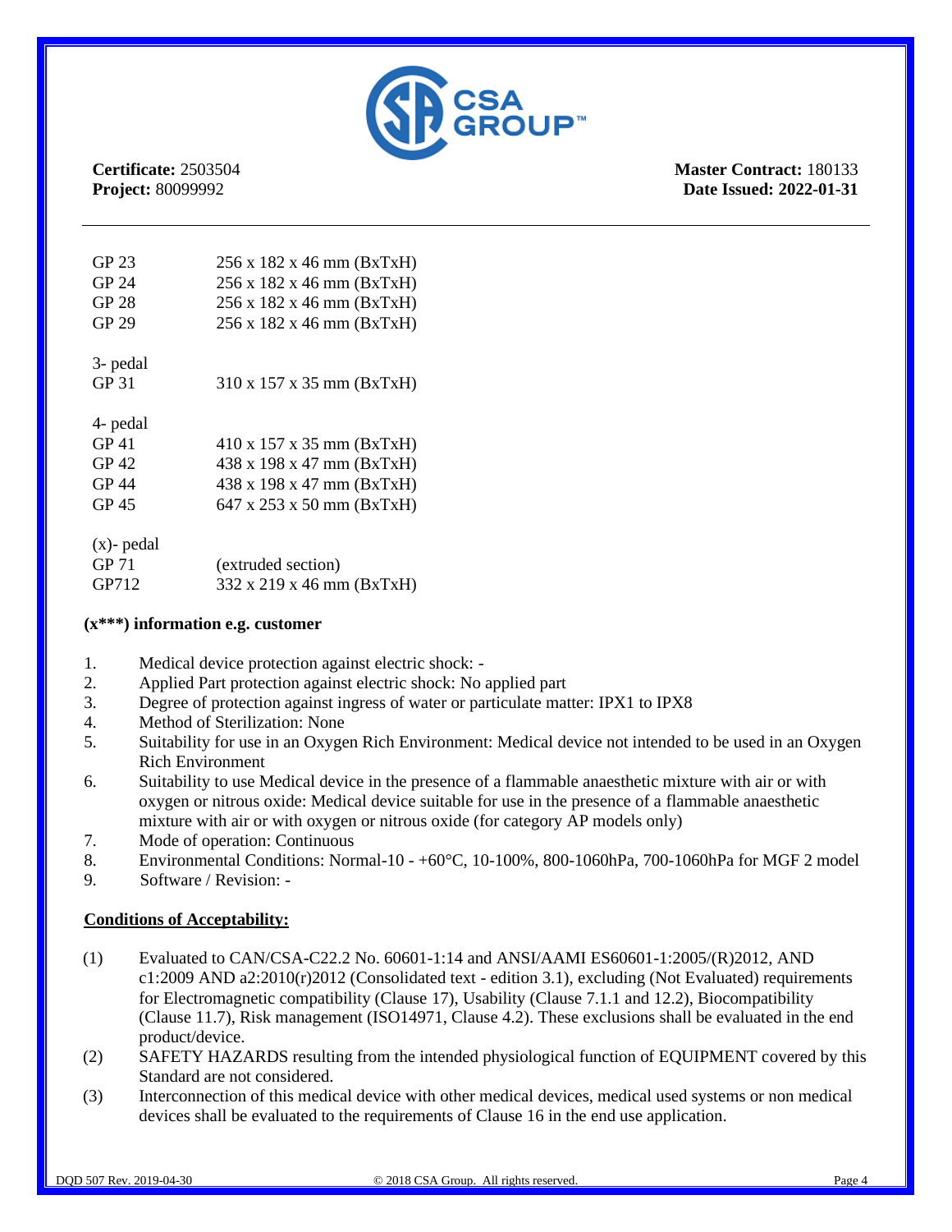**Certificate:** 2503504
**Project:** 80099992

**Master Contract:** 180133
**Date Issued: 2022-01-31**

| | |
|---|---|
| GP 23 | 256 x 182 x 46 mm (BxTxH) |
| GP 24 | 256 x 182 x 46 mm (BxTxH) |
| GP 28 | 256 x 182 x 46 mm (BxTxH) |
| GP 29 | 256 x 182 x 46 mm (BxTxH) |
| | |
| 3- pedal | |
| GP 31 | 310 x 157 x 35 mm (BxTxH) |
| | |
| 4- pedal | |
| GP 41 | 410 x 157 x 35 mm (BxTxH) |
| GP 42 | 438 x 198 x 47 mm (BxTxH) |
| GP 44 | 438 x 198 x 47 mm (BxTxH) |
| GP 45 | 647 x 253 x 50 mm (BxTxH) |
| | |
| (x)- pedal | |
| GP 71 | (extruded section) |
| GP712 | 332 x 219 x 46 mm (BxTxH) |

**(x***) information e.g. customer**

1. Medical device protection against electric shock: -
2. Applied Part protection against electric shock: No applied part
3. Degree of protection against ingress of water or particulate matter: IPX1 to IPX8
4. Method of Sterilization: None
5. Suitability for use in an Oxygen Rich Environment: Medical device not intended to be used in an Oxygen Rich Environment
6. Suitability to use Medical device in the presence of a flammable anaesthetic mixture with air or with oxygen or nitrous oxide: Medical device suitable for use in the presence of a flammable anaesthetic mixture with air or with oxygen or nitrous oxide (for category AP models only)
7. Mode of operation: Continuous
8. Environmental Conditions: Normal-10 - +60°C, 10-100%, 800-1060hPa, 700-1060hPa for MGF 2 model
9. Software / Revision: -

**Conditions of Acceptability:**

(1) Evaluated to CAN/CSA-C22.2 No. 60601-1:14 and ANSI/AAMI ES60601-1:2005/(R)2012, AND c1:2009 AND a2:2010(r)2012 (Consolidated text - edition 3.1), excluding (Not Evaluated) requirements for Electromagnetic compatibility (Clause 17), Usability (Clause 7.1.1 and 12.2), Biocompatibility (Clause 11.7), Risk management (ISO14971, Clause 4.2). These exclusions shall be evaluated in the end product/device.

(2) SAFETY HAZARDS resulting from the intended physiological function of EQUIPMENT covered by this Standard are not considered.

(3) Interconnection of this medical device with other medical devices, medical used systems or non medical devices shall be evaluated to the requirements of Clause 16 in the end use application.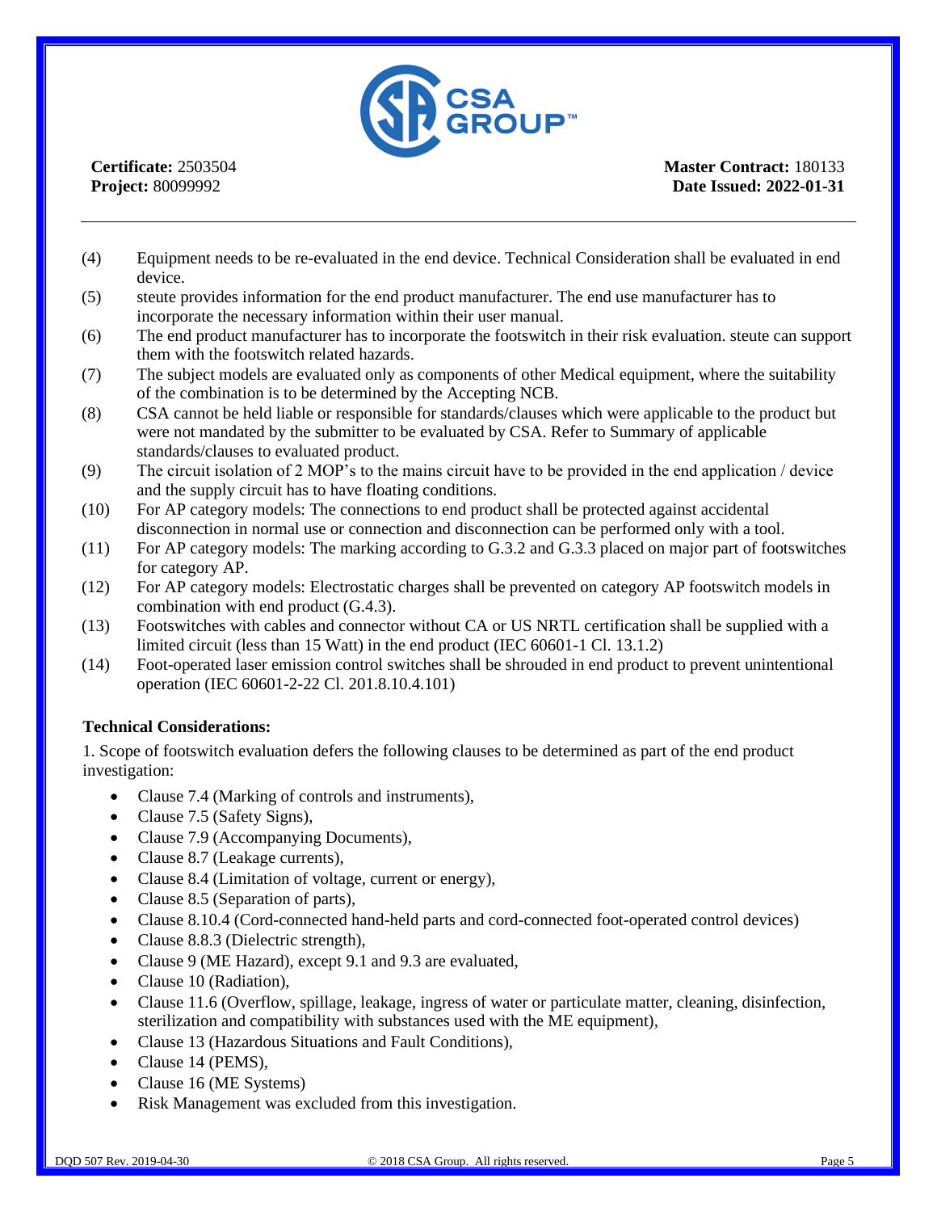**Certificate:** 2503504
**Project:** 80099992

**Master Contract:** 180133
**Date Issued: 2022-01-31**

---

(4) Equipment needs to be re-evaluated in the end device. Technical Consideration shall be evaluated in end device.

(5) steute provides information for the end product manufacturer. The end use manufacturer has to incorporate the necessary information within their user manual.

(6) The end product manufacturer has to incorporate the footswitch in their risk evaluation. steute can support them with the footswitch related hazards.

(7) The subject models are evaluated only as components of other Medical equipment, where the suitability of the combination is to be determined by the Accepting NCB.

(8) CSA cannot be held liable or responsible for standards/clauses which were applicable to the product but were not mandated by the submitter to be evaluated by CSA. Refer to Summary of applicable standards/clauses to evaluated product.

(9) The circuit isolation of 2 MOP's to the mains circuit have to be provided in the end application / device and the supply circuit has to have floating conditions.

(10) For AP category models: The connections to end product shall be protected against accidental disconnection in normal use or connection and disconnection can be performed only with a tool.

(11) For AP category models: The marking according to G.3.2 and G.3.3 placed on major part of footswitches for category AP.

(12) For AP category models: Electrostatic charges shall be prevented on category AP footswitch models in combination with end product (G.4.3).

(13) Footswitches with cables and connector without CA or US NRTL certification shall be supplied with a limited circuit (less than 15 Watt) in the end product (IEC 60601-1 Cl. 13.1.2)

(14) Foot-operated laser emission control switches shall be shrouded in end product to prevent unintentional operation (IEC 60601-2-22 Cl. 201.8.10.4.101)

**Technical Considerations:**

1. Scope of footswitch evaluation defers the following clauses to be determined as part of the end product investigation:

- Clause 7.4 (Marking of controls and instruments),
- Clause 7.5 (Safety Signs),
- Clause 7.9 (Accompanying Documents),
- Clause 8.7 (Leakage currents),
- Clause 8.4 (Limitation of voltage, current or energy),
- Clause 8.5 (Separation of parts),
- Clause 8.10.4 (Cord-connected hand-held parts and cord-connected foot-operated control devices)
- Clause 8.8.3 (Dielectric strength),
- Clause 9 (ME Hazard), except 9.1 and 9.3 are evaluated,
- Clause 10 (Radiation),
- Clause 11.6 (Overflow, spillage, leakage, ingress of water or particulate matter, cleaning, disinfection, sterilization and compatibility with substances used with the ME equipment),
- Clause 13 (Hazardous Situations and Fault Conditions),
- Clause 14 (PEMS),
- Clause 16 (ME Systems)
- Risk Management was excluded from this investigation.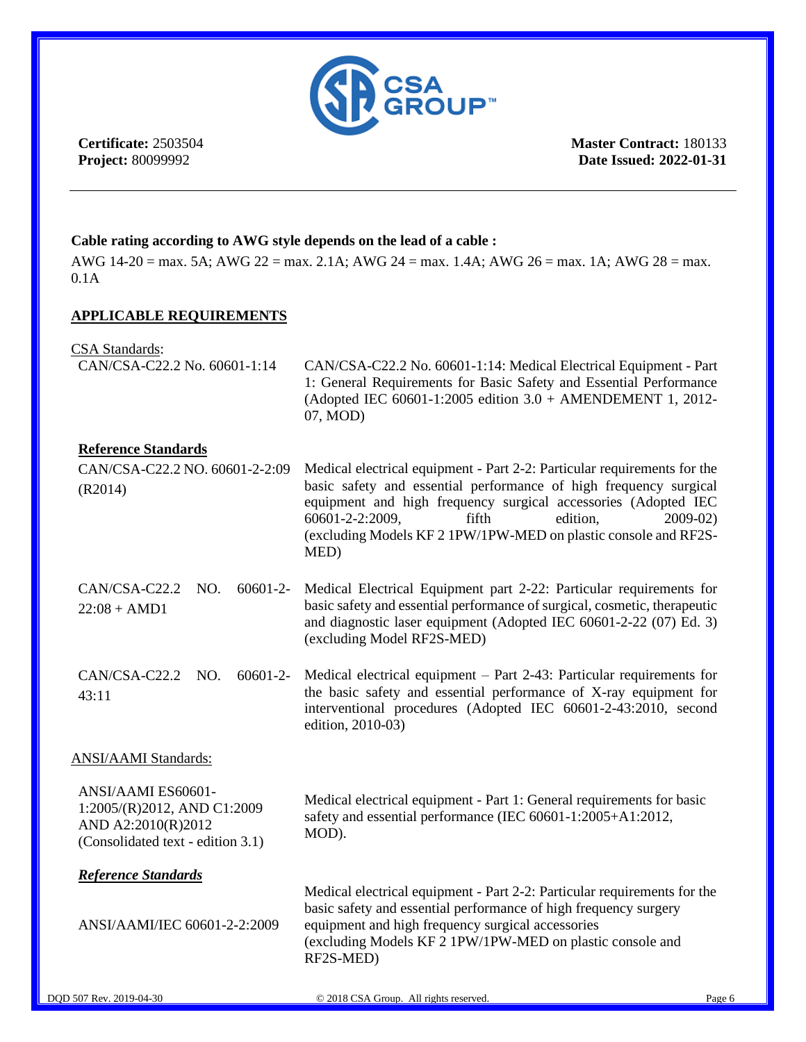**Certificate:** 2503504
**Project:** 80099992

**Master Contract:** 180133
**Date Issued: 2022-01-31**

---

**Cable rating according to AWG style depends on the lead of a cable :**

AWG 14-20 = max. 5A; AWG 22 = max. 2.1A; AWG 24 = max. 1.4A; AWG 26 = max. 1A; AWG 28 = max. 0.1A

## APPLICABLE REQUIREMENTS

CSA Standards:

| | |
|---|---|
| CAN/CSA-C22.2 No. 60601-1:14 | CAN/CSA-C22.2 No. 60601-1:14: Medical Electrical Equipment - Part 1: General Requirements for Basic Safety and Essential Performance (Adopted IEC 60601-1:2005 edition 3.0 + AMENDEMENT 1, 2012-07, MOD) |

**Reference Standards**

| | |
|---|---|
| CAN/CSA-C22.2 NO. 60601-2-2:09 (R2014) | Medical electrical equipment - Part 2-2: Particular requirements for the basic safety and essential performance of high frequency surgical equipment and high frequency surgical accessories (Adopted IEC 60601-2-2:2009, fifth edition, 2009-02) (excluding Models KF 2 1PW/1PW-MED on plastic console and RF2S-MED) |
| CAN/CSA-C22.2 NO. 60601-2-22:08 + AMD1 | Medical Electrical Equipment part 2-22: Particular requirements for basic safety and essential performance of surgical, cosmetic, therapeutic and diagnostic laser equipment (Adopted IEC 60601-2-22 (07) Ed. 3) (excluding Model RF2S-MED) |
| CAN/CSA-C22.2 NO. 60601-2-43:11 | Medical electrical equipment – Part 2-43: Particular requirements for the basic safety and essential performance of X-ray equipment for interventional procedures (Adopted IEC 60601-2-43:2010, second edition, 2010-03) |

ANSI/AAMI Standards:

| | |
|---|---|
| ANSI/AAMI ES60601-1:2005/(R)2012, AND C1:2009 AND A2:2010(R)2012 (Consolidated text - edition 3.1) | Medical electrical equipment - Part 1: General requirements for basic safety and essential performance (IEC 60601-1:2005+A1:2012, MOD). |

***Reference Standards***

| | |
|---|---|
| ANSI/AAMI/IEC 60601-2-2:2009 | Medical electrical equipment - Part 2-2: Particular requirements for the basic safety and essential performance of high frequency surgery equipment and high frequency surgical accessories (excluding Models KF 2 1PW/1PW-MED on plastic console and RF2S-MED) |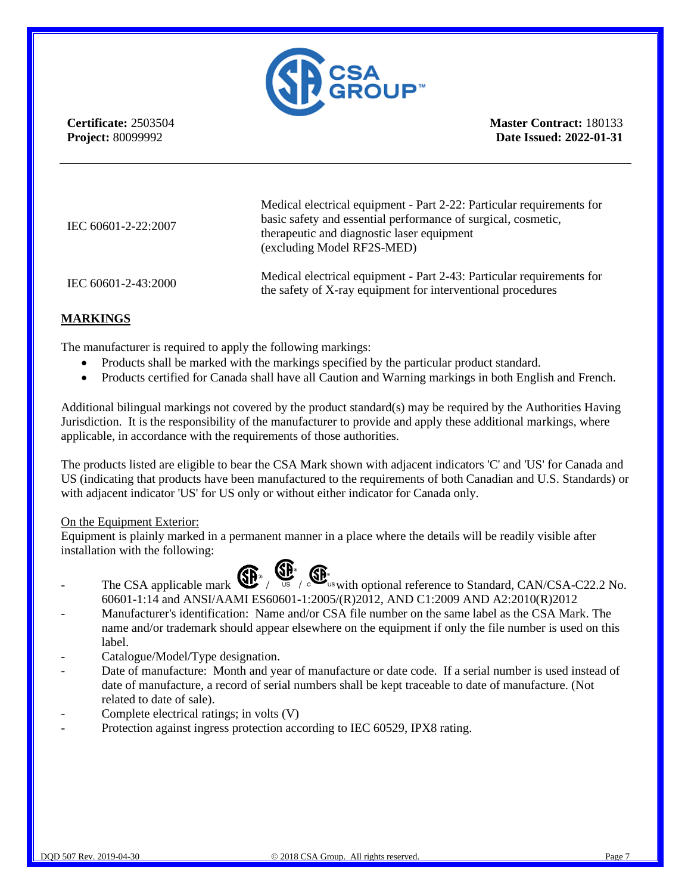**Certificate:** 2503504
**Project:** 80099992

**Master Contract:** 180133
**Date Issued: 2022-01-31**

---

| | |
|---|---|
| IEC 60601-2-22:2007 | Medical electrical equipment - Part 2-22: Particular requirements for basic safety and essential performance of surgical, cosmetic, therapeutic and diagnostic laser equipment (excluding Model RF2S-MED) |
| IEC 60601-2-43:2000 | Medical electrical equipment - Part 2-43: Particular requirements for the safety of X-ray equipment for interventional procedures |

## MARKINGS

The manufacturer is required to apply the following markings:

- Products shall be marked with the markings specified by the particular product standard.
- Products certified for Canada shall have all Caution and Warning markings in both English and French.

Additional bilingual markings not covered by the product standard(s) may be required by the Authorities Having Jurisdiction. It is the responsibility of the manufacturer to provide and apply these additional markings, where applicable, in accordance with the requirements of those authorities.

The products listed are eligible to bear the CSA Mark shown with adjacent indicators 'C' and 'US' for Canada and US (indicating that products have been manufactured to the requirements of both Canadian and U.S. Standards) or with adjacent indicator 'US' for US only or without either indicator for Canada only.

On the Equipment Exterior:
Equipment is plainly marked in a permanent manner in a place where the details will be readily visible after installation with the following:

- The CSA applicable mark / US / C US with optional reference to Standard, CAN/CSA-C22.2 No. 60601-1:14 and ANSI/AAMI ES60601-1:2005/(R)2012, AND C1:2009 AND A2:2010(R)2012
- Manufacturer's identification: Name and/or CSA file number on the same label as the CSA Mark. The name and/or trademark should appear elsewhere on the equipment if only the file number is used on this label.
- Catalogue/Model/Type designation.
- Date of manufacture: Month and year of manufacture or date code. If a serial number is used instead of date of manufacture, a record of serial numbers shall be kept traceable to date of manufacture. (Not related to date of sale).
- Complete electrical ratings; in volts (V)
- Protection against ingress protection according to IEC 60529, IPX8 rating.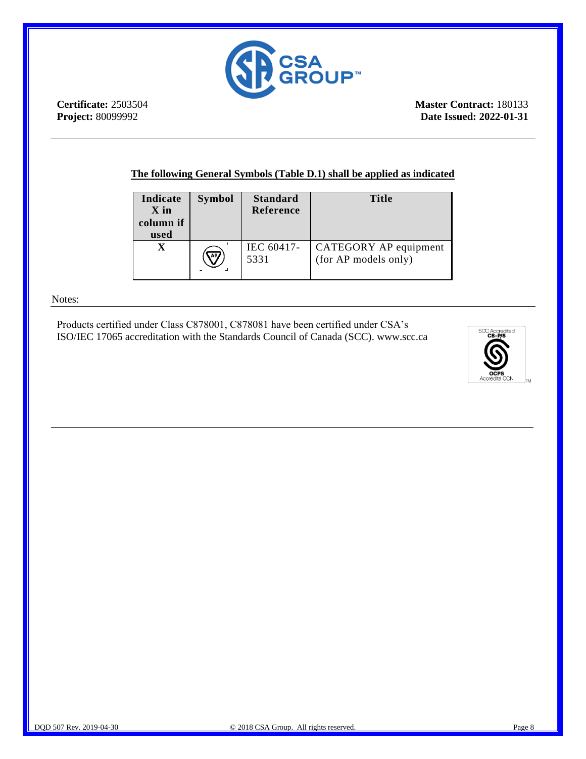**Certificate:** 2503504
**Project:** 80099992

**Master Contract:** 180133
**Date Issued: 2022-01-31**

---

**The following General Symbols (Table D.1) shall be applied as indicated**

| Indicate X in column if used | Symbol | Standard Reference | Title |
|---|---|---|---|
| X | | IEC 60417-5331 | CATEGORY AP equipment (for AP models only) |

Notes:

Products certified under Class C878001, C878081 have been certified under CSA's ISO/IEC 17065 accreditation with the Standards Council of Canada (SCC). www.scc.ca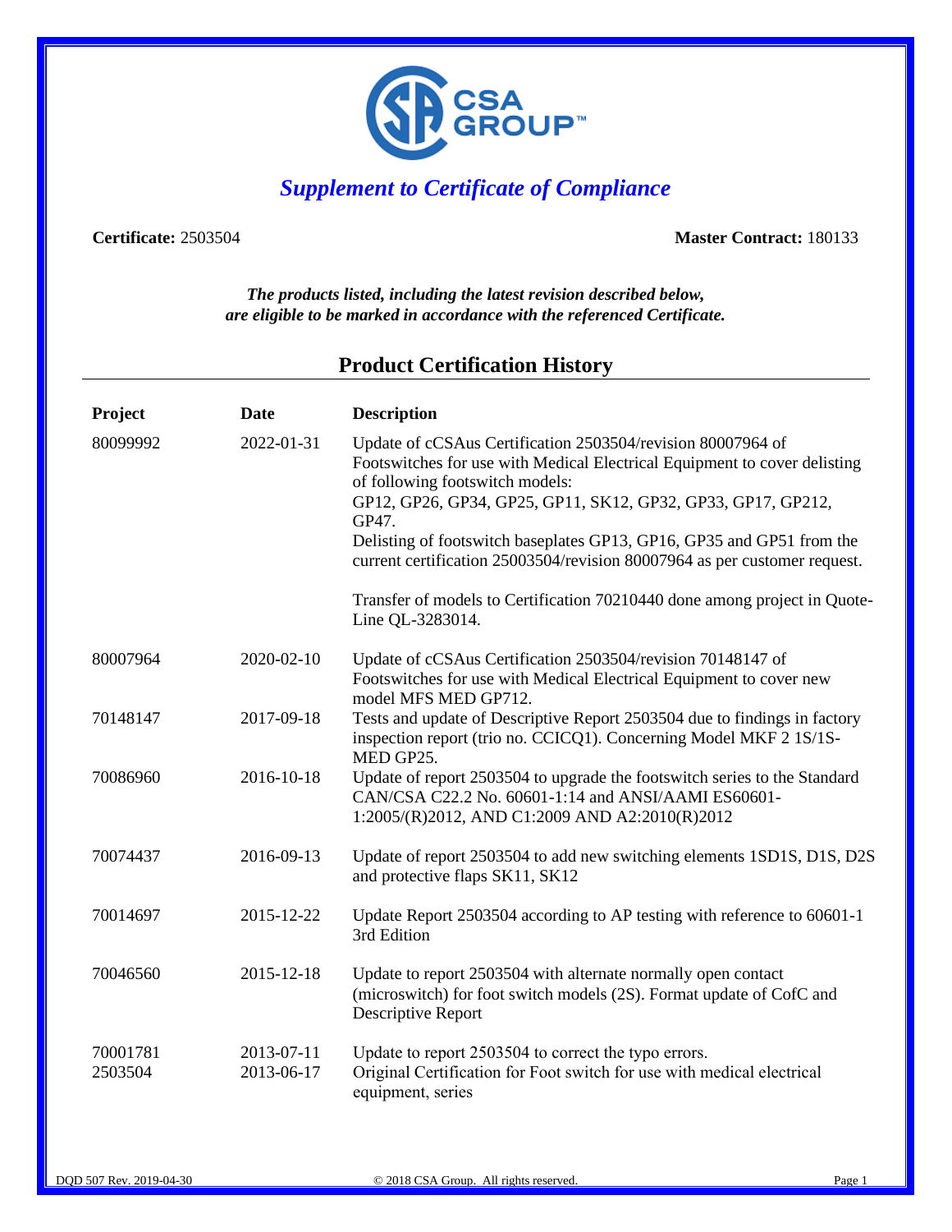# *Supplement to Certificate of Compliance*

**Certificate:** 2503504 **Master Contract:** 180133

***The products listed, including the latest revision described below, are eligible to be marked in accordance with the referenced Certificate.***

## Product Certification History

| Project | Date | Description |
|---|---|---|
| 80099992 | 2022-01-31 | Update of cCSAus Certification 2503504/revision 80007964 of Footswitches for use with Medical Electrical Equipment to cover delisting of following footswitch models:<br>GP12, GP26, GP34, GP25, GP11, SK12, GP32, GP33, GP17, GP212, GP47.<br>Delisting of footswitch baseplates GP13, GP16, GP35 and GP51 from the current certification 25003504/revision 80007964 as per customer request.<br><br>Transfer of models to Certification 70210440 done among project in Quote-Line QL-3283014. |
| 80007964 | 2020-02-10 | Update of cCSAus Certification 2503504/revision 70148147 of Footswitches for use with Medical Electrical Equipment to cover new model MFS MED GP712. |
| 70148147 | 2017-09-18 | Tests and update of Descriptive Report 2503504 due to findings in factory inspection report (trio no. CCICQ1). Concerning Model MKF 2 1S/1S-MED GP25. |
| 70086960 | 2016-10-18 | Update of report 2503504 to upgrade the footswitch series to the Standard CAN/CSA C22.2 No. 60601-1:14 and ANSI/AAMI ES60601-1:2005/(R)2012, AND C1:2009 AND A2:2010(R)2012 |
| 70074437 | 2016-09-13 | Update of report 2503504 to add new switching elements 1SD1S, D1S, D2S and protective flaps SK11, SK12 |
| 70014697 | 2015-12-22 | Update Report 2503504 according to AP testing with reference to 60601-1 3rd Edition |
| 70046560 | 2015-12-18 | Update to report 2503504 with alternate normally open contact (microswitch) for foot switch models (2S). Format update of CofC and Descriptive Report |
| 70001781 | 2013-07-11 | Update to report 2503504 to correct the typo errors. |
| 2503504 | 2013-06-17 | Original Certification for Foot switch for use with medical electrical equipment, series |